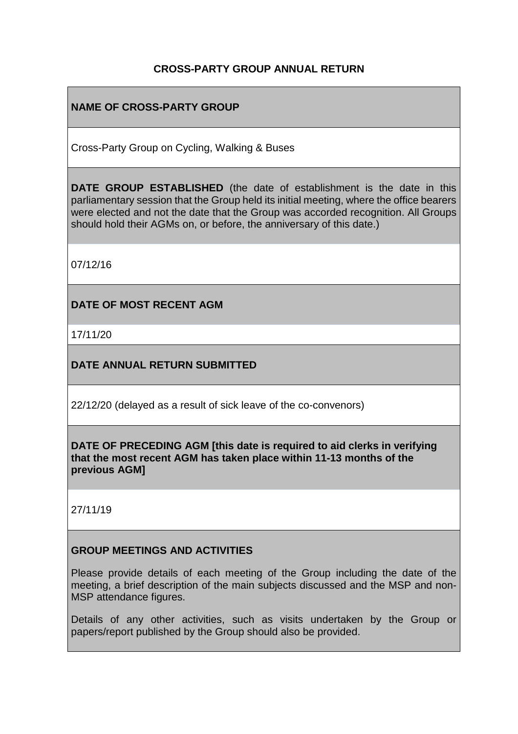# CROSS-PARTY GROUP ANNUAL RETURN

## NAME OF CROSS-PARTY GROUP

Cross-Party Group on Cycling, Walking & Buses

**DATE GROUP ESTABLISHED** (the date of establishment is the date in this parliamentary session that the Group held its initial meeting, where the office bearers were elected and not the date that the Group was accorded recognition. All Groups should hold their AGMs on, or before, the anniversary of this date.)

07/12/16

## DATE OF MOST RECENT AGM

17/11/20

## DATE ANNUAL RETURN SUBMITTED

22/12/20 (delayed as a result of sick leave of the co-convenors)

**DATE OF PRECEDING AGM [this date is required to aid clerks in verifying that the most recent AGM has taken place within 11-13 months of the previous AGM]**

27/11/19

## GROUP MEETINGS AND ACTIVITIES

Please provide details of each meeting of the Group including the date of the meeting, a brief description of the main subjects discussed and the MSP and non-MSP attendance figures.

Details of any other activities, such as visits undertaken by the Group or papers/report published by the Group should also be provided.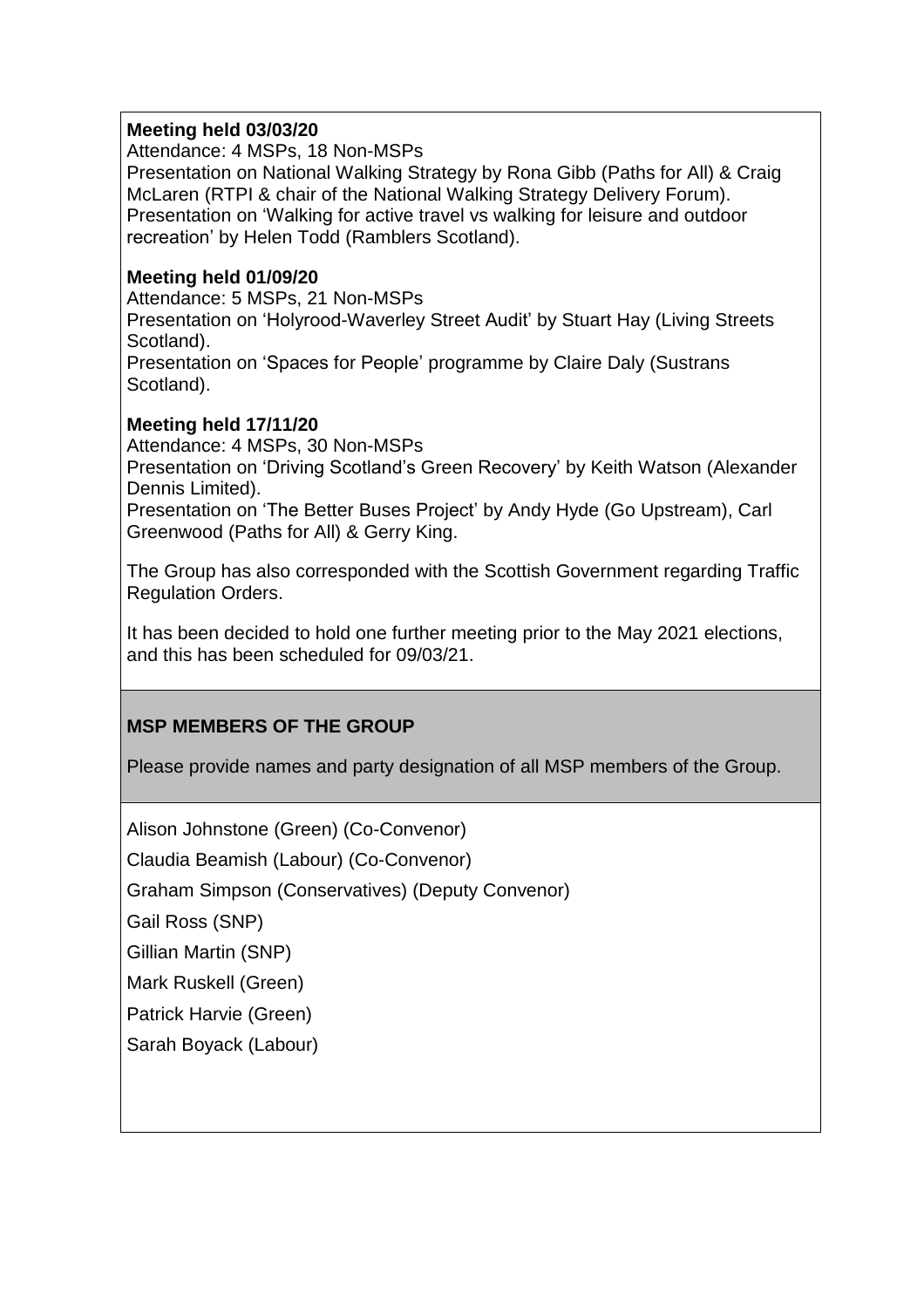**Meeting held 03/03/20**

Attendance: 4 MSPs, 18 Non-MSPs

Presentation on National Walking Strategy by Rona Gibb (Paths for All) & Craig McLaren (RTPI & chair of the National Walking Strategy Delivery Forum).

Presentation on 'Walking for active travel vs walking for leisure and outdoor recreation' by Helen Todd (Ramblers Scotland).

**Meeting held 01/09/20**

Attendance: 5 MSPs, 21 Non-MSPs

Presentation on 'Holyrood-Waverley Street Audit' by Stuart Hay (Living Streets Scotland).

Presentation on 'Spaces for People' programme by Claire Daly (Sustrans Scotland).

**Meeting held 17/11/20**

Attendance: 4 MSPs, 30 Non-MSPs

Presentation on 'Driving Scotland's Green Recovery' by Keith Watson (Alexander Dennis Limited).

Presentation on 'The Better Buses Project' by Andy Hyde (Go Upstream), Carl Greenwood (Paths for All) & Gerry King.

The Group has also corresponded with the Scottish Government regarding Traffic Regulation Orders.

It has been decided to hold one further meeting prior to the May 2021 elections, and this has been scheduled for 09/03/21.

**MSP MEMBERS OF THE GROUP**

Please provide names and party designation of all MSP members of the Group.

Alison Johnstone (Green) (Co-Convenor)

Claudia Beamish (Labour) (Co-Convenor)

Graham Simpson (Conservatives) (Deputy Convenor)

Gail Ross (SNP)

Gillian Martin (SNP)

Mark Ruskell (Green)

Patrick Harvie (Green)

Sarah Boyack (Labour)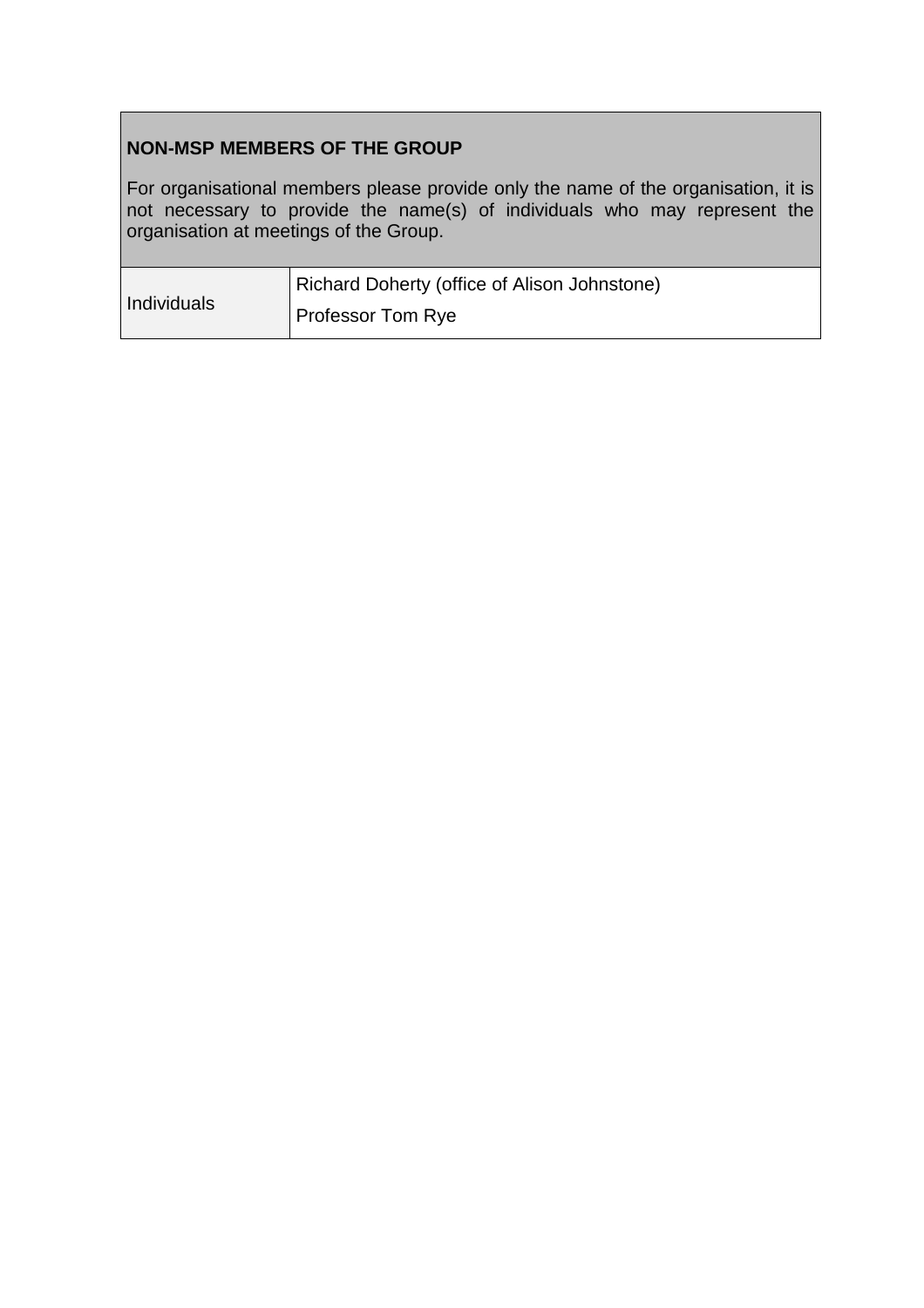**NON-MSP MEMBERS OF THE GROUP**

For organisational members please provide only the name of the organisation, it is not necessary to provide the name(s) of individuals who may represent the organisation at meetings of the Group.

| | |
|---|---|
| Individuals | Richard Doherty (office of Alison Johnstone)<br>Professor Tom Rye |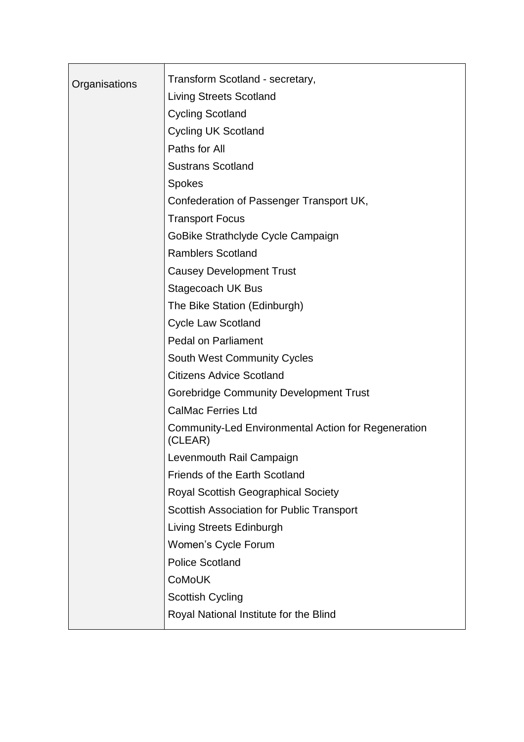| Organisations | Transform Scotland - secretary,<br>Living Streets Scotland<br>Cycling Scotland<br>Cycling UK Scotland<br>Paths for All<br>Sustrans Scotland<br>Spokes<br>Confederation of Passenger Transport UK,<br>Transport Focus<br>GoBike Strathclyde Cycle Campaign<br>Ramblers Scotland<br>Causey Development Trust<br>Stagecoach UK Bus<br>The Bike Station (Edinburgh)<br>Cycle Law Scotland<br>Pedal on Parliament<br>South West Community Cycles<br>Citizens Advice Scotland<br>Gorebridge Community Development Trust<br>CalMac Ferries Ltd<br>Community-Led Environmental Action for Regeneration (CLEAR)<br>Levenmouth Rail Campaign<br>Friends of the Earth Scotland<br>Royal Scottish Geographical Society<br>Scottish Association for Public Transport<br>Living Streets Edinburgh<br>Women's Cycle Forum<br>Police Scotland<br>CoMoUK<br>Scottish Cycling<br>Royal National Institute for the Blind |
|---|---|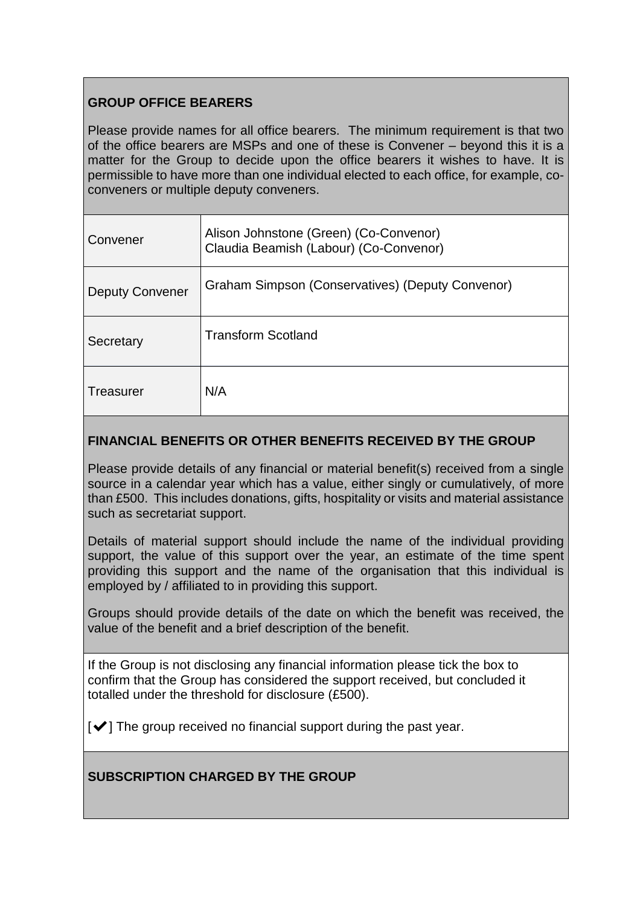**GROUP OFFICE BEARERS**

Please provide names for all office bearers. The minimum requirement is that two of the office bearers are MSPs and one of these is Convener – beyond this it is a matter for the Group to decide upon the office bearers it wishes to have. It is permissible to have more than one individual elected to each office, for example, co-conveners or multiple deputy conveners.

| | |
|---|---|
| Convener | Alison Johnstone (Green) (Co-Convenor)<br>Claudia Beamish (Labour) (Co-Convenor) |
| Deputy Convener | Graham Simpson (Conservatives) (Deputy Convenor) |
| Secretary | Transform Scotland |
| Treasurer | N/A |

**FINANCIAL BENEFITS OR OTHER BENEFITS RECEIVED BY THE GROUP**

Please provide details of any financial or material benefit(s) received from a single source in a calendar year which has a value, either singly or cumulatively, of more than £500. This includes donations, gifts, hospitality or visits and material assistance such as secretariat support.

Details of material support should include the name of the individual providing support, the value of this support over the year, an estimate of the time spent providing this support and the name of the organisation that this individual is employed by / affiliated to in providing this support.

Groups should provide details of the date on which the benefit was received, the value of the benefit and a brief description of the benefit.

If the Group is not disclosing any financial information please tick the box to confirm that the Group has considered the support received, but concluded it totalled under the threshold for disclosure (£500).

[✔] The group received no financial support during the past year.

**SUBSCRIPTION CHARGED BY THE GROUP**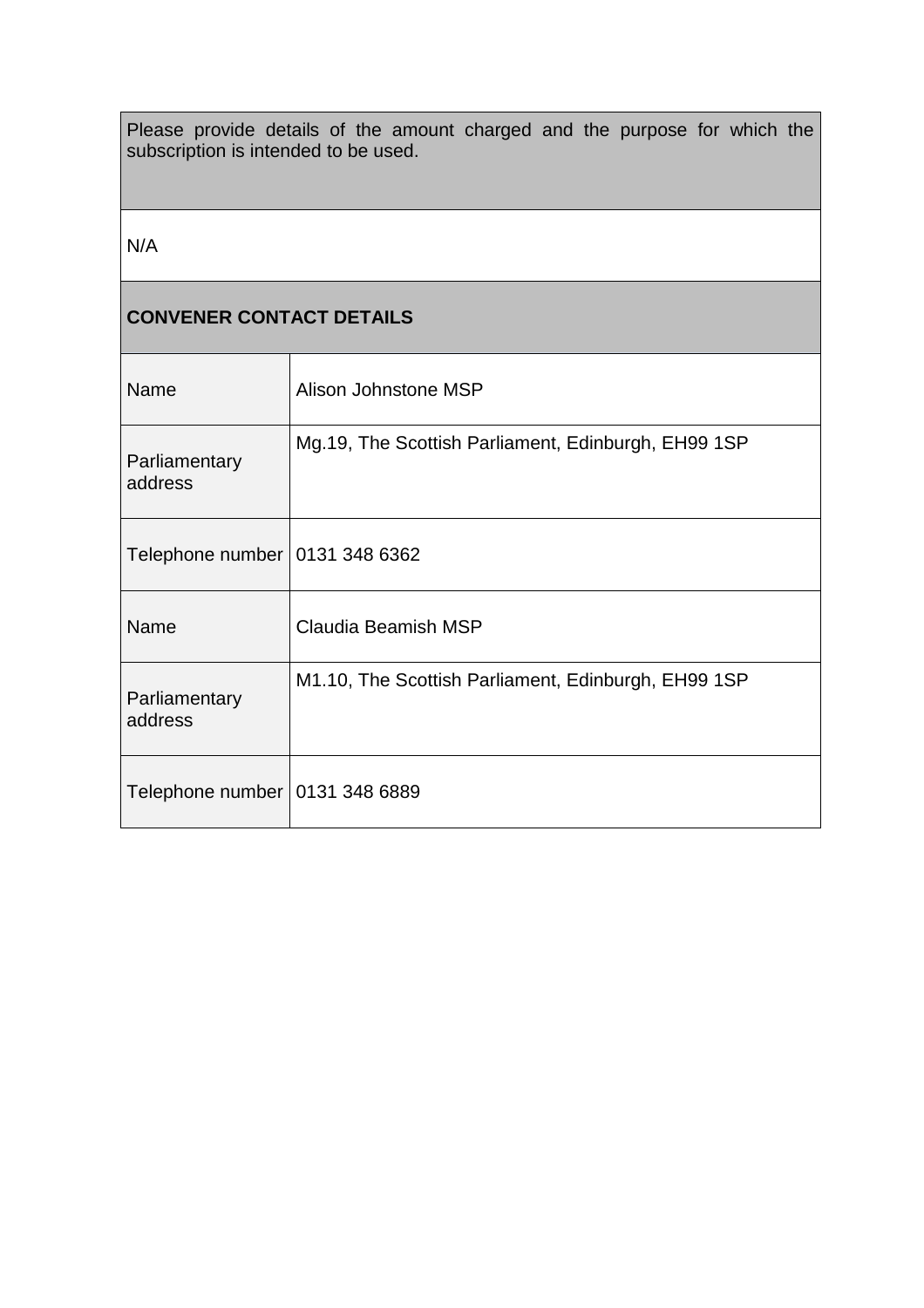| | |
|---|---|
| Please provide details of the amount charged and the purpose for which the subscription is intended to be used. | |
| N/A | |
| **CONVENER CONTACT DETAILS** | |
| Name | Alison Johnstone MSP |
| Parliamentary address | Mg.19, The Scottish Parliament, Edinburgh, EH99 1SP |
| Telephone number | 0131 348 6362 |
| Name | Claudia Beamish MSP |
| Parliamentary address | M1.10, The Scottish Parliament, Edinburgh, EH99 1SP |
| Telephone number | 0131 348 6889 |